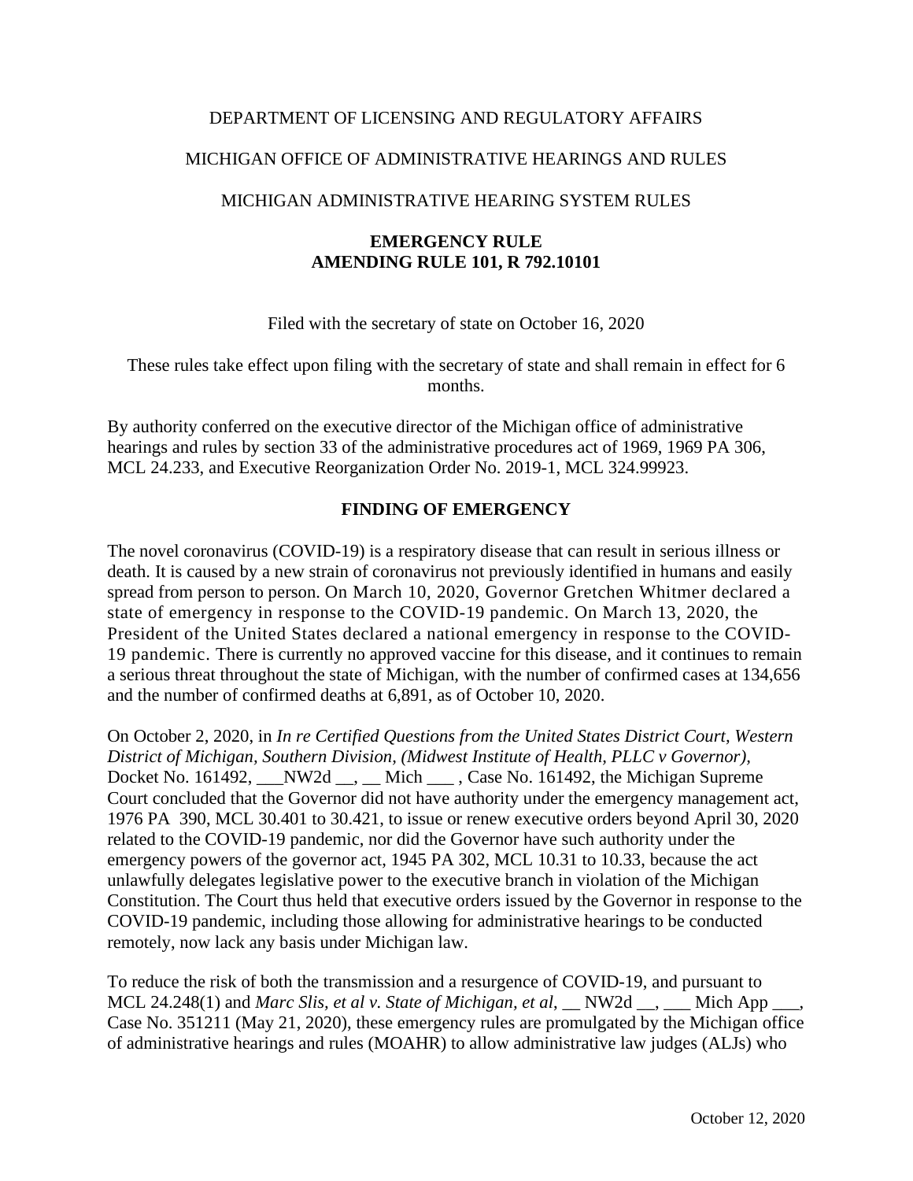DEPARTMENT OF LICENSING AND REGULATORY AFFAIRS

MICHIGAN OFFICE OF ADMINISTRATIVE HEARINGS AND RULES

MICHIGAN ADMINISTRATIVE HEARING SYSTEM RULES

**EMERGENCY RULE**
**AMENDING RULE 101, R 792.10101**

Filed with the secretary of state on October 16, 2020

These rules take effect upon filing with the secretary of state and shall remain in effect for 6 months.

By authority conferred on the executive director of the Michigan office of administrative hearings and rules by section 33 of the administrative procedures act of 1969, 1969 PA 306, MCL 24.233, and Executive Reorganization Order No. 2019-1, MCL 324.99923.

**FINDING OF EMERGENCY**

The novel coronavirus (COVID-19) is a respiratory disease that can result in serious illness or death. It is caused by a new strain of coronavirus not previously identified in humans and easily spread from person to person. On March 10, 2020, Governor Gretchen Whitmer declared a state of emergency in response to the COVID-19 pandemic. On March 13, 2020, the President of the United States declared a national emergency in response to the COVID-19 pandemic. There is currently no approved vaccine for this disease, and it continues to remain a serious threat throughout the state of Michigan, with the number of confirmed cases at 134,656 and the number of confirmed deaths at 6,891, as of October 10, 2020.

On October 2, 2020, in *In re Certified Questions from the United States District Court, Western District of Michigan, Southern Division, (Midwest Institute of Health, PLLC v Governor)*, Docket No. 161492, ___NW2d __, __ Mich ___ , Case No. 161492, the Michigan Supreme Court concluded that the Governor did not have authority under the emergency management act, 1976 PA 390, MCL 30.401 to 30.421, to issue or renew executive orders beyond April 30, 2020 related to the COVID-19 pandemic, nor did the Governor have such authority under the emergency powers of the governor act, 1945 PA 302, MCL 10.31 to 10.33, because the act unlawfully delegates legislative power to the executive branch in violation of the Michigan Constitution. The Court thus held that executive orders issued by the Governor in response to the COVID-19 pandemic, including those allowing for administrative hearings to be conducted remotely, now lack any basis under Michigan law.

To reduce the risk of both the transmission and a resurgence of COVID-19, and pursuant to MCL 24.248(1) and *Marc Slis, et al v. State of Michigan, et al*, __ NW2d __, ___ Mich App ___, Case No. 351211 (May 21, 2020), these emergency rules are promulgated by the Michigan office of administrative hearings and rules (MOAHR) to allow administrative law judges (ALJs) who

October 12, 2020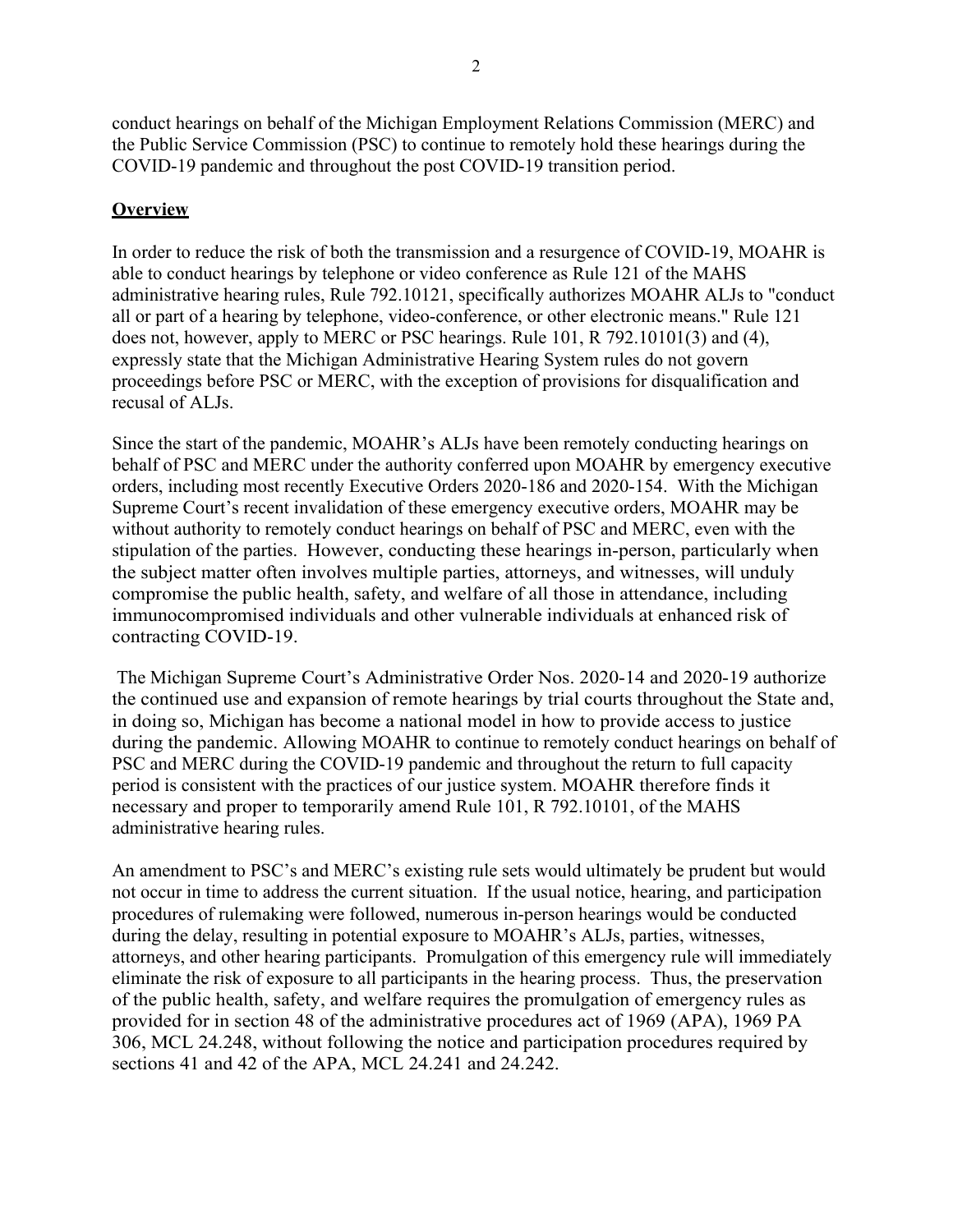conduct hearings on behalf of the Michigan Employment Relations Commission (MERC) and the Public Service Commission (PSC) to continue to remotely hold these hearings during the COVID-19 pandemic and throughout the post COVID-19 transition period.

**Overview**

In order to reduce the risk of both the transmission and a resurgence of COVID-19, MOAHR is able to conduct hearings by telephone or video conference as Rule 121 of the MAHS administrative hearing rules, Rule 792.10121, specifically authorizes MOAHR ALJs to "conduct all or part of a hearing by telephone, video-conference, or other electronic means." Rule 121 does not, however, apply to MERC or PSC hearings. Rule 101, R 792.10101(3) and (4), expressly state that the Michigan Administrative Hearing System rules do not govern proceedings before PSC or MERC, with the exception of provisions for disqualification and recusal of ALJs.

Since the start of the pandemic, MOAHR's ALJs have been remotely conducting hearings on behalf of PSC and MERC under the authority conferred upon MOAHR by emergency executive orders, including most recently Executive Orders 2020-186 and 2020-154. With the Michigan Supreme Court's recent invalidation of these emergency executive orders, MOAHR may be without authority to remotely conduct hearings on behalf of PSC and MERC, even with the stipulation of the parties. However, conducting these hearings in-person, particularly when the subject matter often involves multiple parties, attorneys, and witnesses, will unduly compromise the public health, safety, and welfare of all those in attendance, including immunocompromised individuals and other vulnerable individuals at enhanced risk of contracting COVID-19.

The Michigan Supreme Court's Administrative Order Nos. 2020-14 and 2020-19 authorize the continued use and expansion of remote hearings by trial courts throughout the State and, in doing so, Michigan has become a national model in how to provide access to justice during the pandemic. Allowing MOAHR to continue to remotely conduct hearings on behalf of PSC and MERC during the COVID-19 pandemic and throughout the return to full capacity period is consistent with the practices of our justice system. MOAHR therefore finds it necessary and proper to temporarily amend Rule 101, R 792.10101, of the MAHS administrative hearing rules.

An amendment to PSC's and MERC's existing rule sets would ultimately be prudent but would not occur in time to address the current situation. If the usual notice, hearing, and participation procedures of rulemaking were followed, numerous in-person hearings would be conducted during the delay, resulting in potential exposure to MOAHR's ALJs, parties, witnesses, attorneys, and other hearing participants. Promulgation of this emergency rule will immediately eliminate the risk of exposure to all participants in the hearing process. Thus, the preservation of the public health, safety, and welfare requires the promulgation of emergency rules as provided for in section 48 of the administrative procedures act of 1969 (APA), 1969 PA 306, MCL 24.248, without following the notice and participation procedures required by sections 41 and 42 of the APA, MCL 24.241 and 24.242.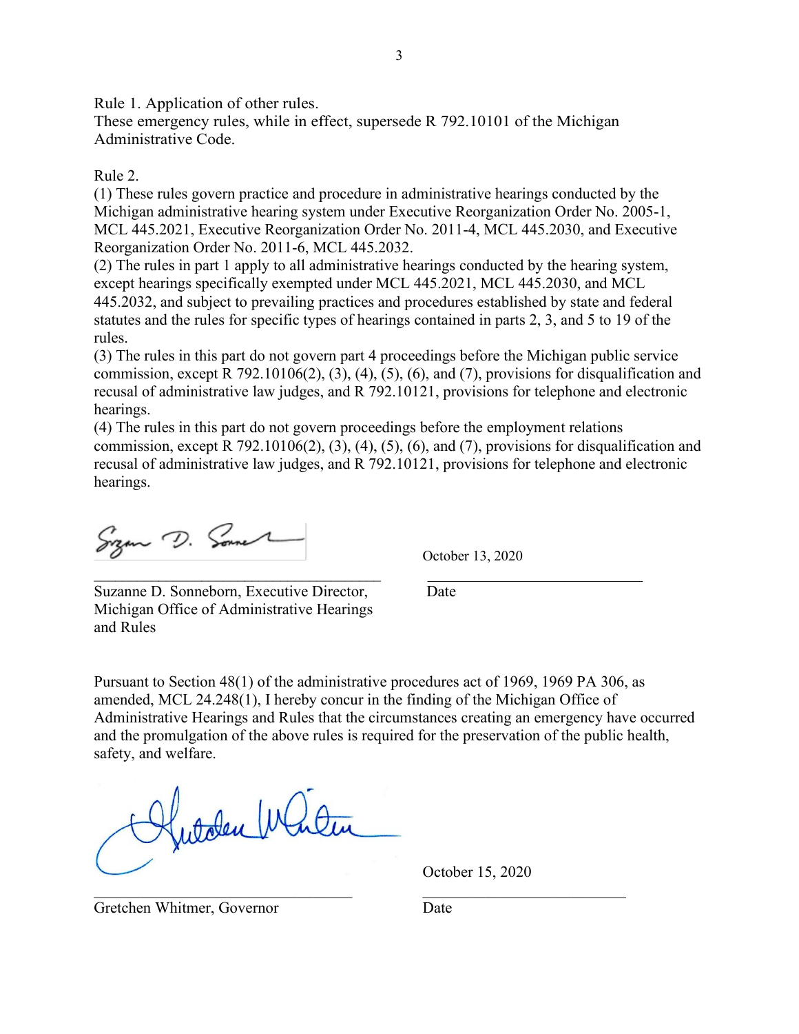Rule 1. Application of other rules.
These emergency rules, while in effect, supersede R 792.10101 of the Michigan Administrative Code.

Rule 2.
(1) These rules govern practice and procedure in administrative hearings conducted by the Michigan administrative hearing system under Executive Reorganization Order No. 2005-1, MCL 445.2021, Executive Reorganization Order No. 2011-4, MCL 445.2030, and Executive Reorganization Order No. 2011-6, MCL 445.2032.
(2) The rules in part 1 apply to all administrative hearings conducted by the hearing system, except hearings specifically exempted under MCL 445.2021, MCL 445.2030, and MCL 445.2032, and subject to prevailing practices and procedures established by state and federal statutes and the rules for specific types of hearings contained in parts 2, 3, and 5 to 19 of the rules.
(3) The rules in this part do not govern part 4 proceedings before the Michigan public service commission, except R 792.10106(2), (3), (4), (5), (6), and (7), provisions for disqualification and recusal of administrative law judges, and R 792.10121, provisions for telephone and electronic hearings.
(4) The rules in this part do not govern proceedings before the employment relations commission, except R 792.10106(2), (3), (4), (5), (6), and (7), provisions for disqualification and recusal of administrative law judges, and R 792.10121, provisions for telephone and electronic hearings.

_______________________________________ October 13, 2020

Suzanne D. Sonneborn, Executive Director, Michigan Office of Administrative Hearings and Rules — Date

Pursuant to Section 48(1) of the administrative procedures act of 1969, 1969 PA 306, as amended, MCL 24.248(1), I hereby concur in the finding of the Michigan Office of Administrative Hearings and Rules that the circumstances creating an emergency have occurred and the promulgation of the above rules is required for the preservation of the public health, safety, and welfare.

_______________________________________ October 15, 2020

Gretchen Whitmer, Governor — Date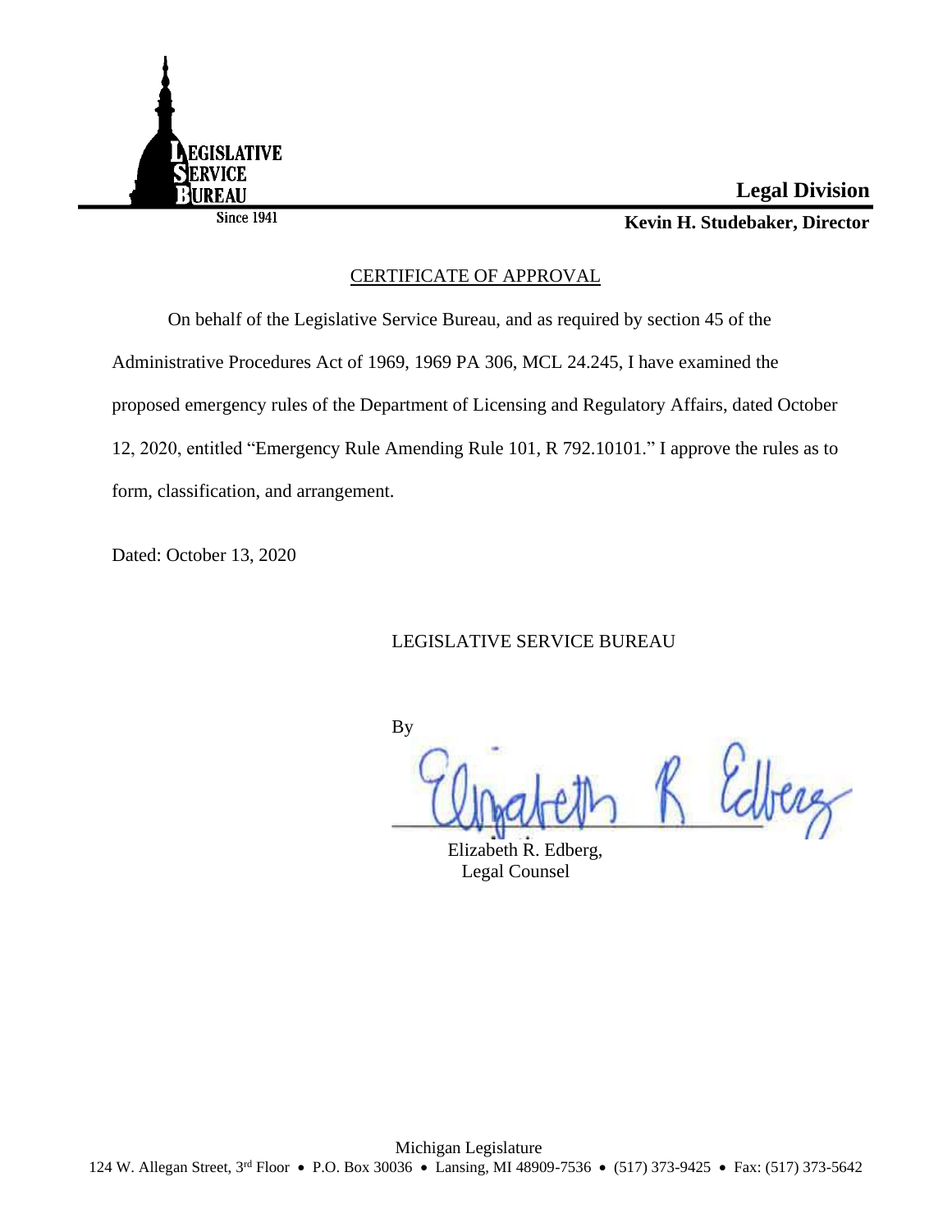LEGISLATIVE SERVICE BUREAU

Since 1941

**Legal Division**

**Kevin H. Studebaker, Director**

## CERTIFICATE OF APPROVAL

On behalf of the Legislative Service Bureau, and as required by section 45 of the Administrative Procedures Act of 1969, 1969 PA 306, MCL 24.245, I have examined the proposed emergency rules of the Department of Licensing and Regulatory Affairs, dated October 12, 2020, entitled "Emergency Rule Amending Rule 101, R 792.10101." I approve the rules as to form, classification, and arrangement.

Dated: October 13, 2020

LEGISLATIVE SERVICE BUREAU

By

Elizabeth R. Edberg,
Legal Counsel

Michigan Legislature
124 W. Allegan Street, 3rd Floor • P.O. Box 30036 • Lansing, MI 48909-7536 • (517) 373-9425 • Fax: (517) 373-5642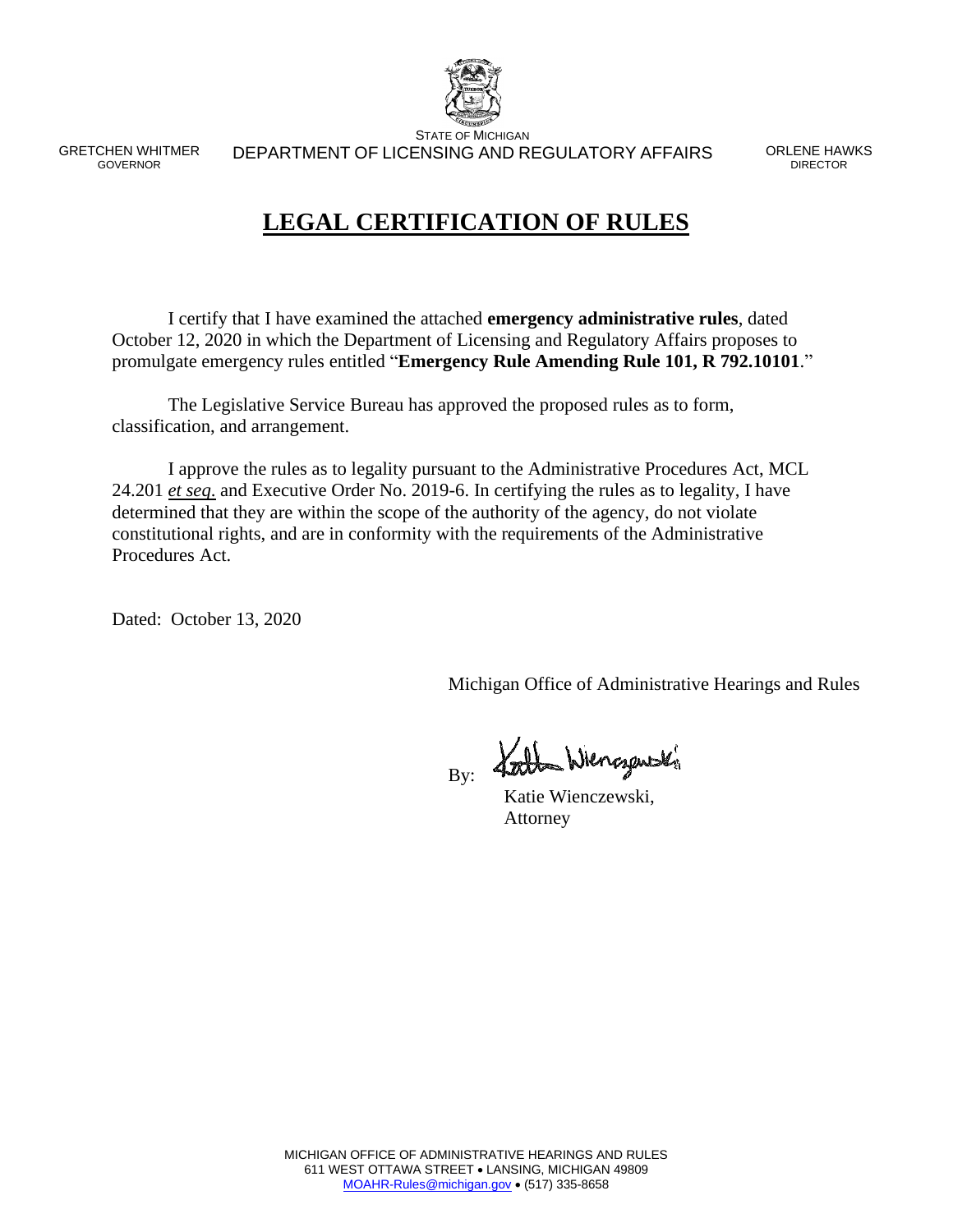STATE OF MICHIGAN

GRETCHEN WHITMER
GOVERNOR

DEPARTMENT OF LICENSING AND REGULATORY AFFAIRS

ORLENE HAWKS
DIRECTOR

# LEGAL CERTIFICATION OF RULES

I certify that I have examined the attached **emergency administrative rules**, dated October 12, 2020 in which the Department of Licensing and Regulatory Affairs proposes to promulgate emergency rules entitled "**Emergency Rule Amending Rule 101, R 792.10101**."

The Legislative Service Bureau has approved the proposed rules as to form, classification, and arrangement.

I approve the rules as to legality pursuant to the Administrative Procedures Act, MCL 24.201 *et seq.* and Executive Order No. 2019-6. In certifying the rules as to legality, I have determined that they are within the scope of the authority of the agency, do not violate constitutional rights, and are in conformity with the requirements of the Administrative Procedures Act.

Dated: October 13, 2020

Michigan Office of Administrative Hearings and Rules

By: Katie Wienczewski

Katie Wienczewski,
Attorney

MICHIGAN OFFICE OF ADMINISTRATIVE HEARINGS AND RULES
611 WEST OTTAWA STREET • LANSING, MICHIGAN 49809
MOAHR-Rules@michigan.gov • (517) 335-8658